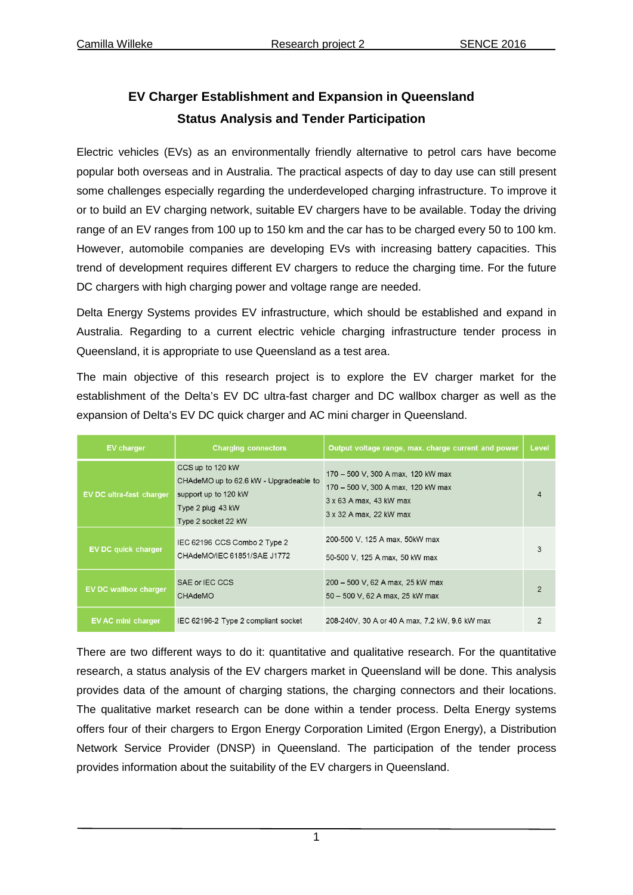# EV Charger Establishment and Expansion in Queensland
## Status Analysis and Tender Participation

Electric vehicles (EVs) as an environmentally friendly alternative to petrol cars have become popular both overseas and in Australia. The practical aspects of day to day use can still present some challenges especially regarding the underdeveloped charging infrastructure. To improve it or to build an EV charging network, suitable EV chargers have to be available. Today the driving range of an EV ranges from 100 up to 150 km and the car has to be charged every 50 to 100 km. However, automobile companies are developing EVs with increasing battery capacities. This trend of development requires different EV chargers to reduce the charging time. For the future DC chargers with high charging power and voltage range are needed.

Delta Energy Systems provides EV infrastructure, which should be established and expand in Australia. Regarding to a current electric vehicle charging infrastructure tender process in Queensland, it is appropriate to use Queensland as a test area.

The main objective of this research project is to explore the EV charger market for the establishment of the Delta's EV DC ultra-fast charger and DC wallbox charger as well as the expansion of Delta's EV DC quick charger and AC mini charger in Queensland.

| EV charger | Charging connectors | Output voltage range, max. charge current and power | Level |
|---|---|---|---|
| EV DC ultra-fast charger | CCS up to 120 kW<br>CHAdeMO up to 62.6 kW - Upgradeable to support up to 120 kW<br>Type 2 plug 43 kW<br>Type 2 socket 22 kW | 170 – 500 V, 300 A max, 120 kW max<br>170 – 500 V, 300 A max, 120 kW max<br>3 x 63 A max, 43 kW max<br>3 x 32 A max, 22 kW max | 4 |
| EV DC quick charger | IEC 62196 CCS Combo 2 Type 2<br>CHAdeMO/IEC 61851/SAE J1772 | 200-500 V, 125 A max, 50kW max<br>50-500 V, 125 A max, 50 kW max | 3 |
| EV DC wallbox charger | SAE or IEC CCS<br>CHAdeMO | 200 – 500 V, 62 A max, 25 kW max<br>50 – 500 V, 62 A max, 25 kW max | 2 |
| EV AC mini charger | IEC 62196-2 Type 2 compliant socket | 208-240V, 30 A or 40 A max, 7.2 kW, 9.6 kW max | 2 |

There are two different ways to do it: quantitative and qualitative research. For the quantitative research, a status analysis of the EV chargers market in Queensland will be done. This analysis provides data of the amount of charging stations, the charging connectors and their locations. The qualitative market research can be done within a tender process. Delta Energy systems offers four of their chargers to Ergon Energy Corporation Limited (Ergon Energy), a Distribution Network Service Provider (DNSP) in Queensland. The participation of the tender process provides information about the suitability of the EV chargers in Queensland.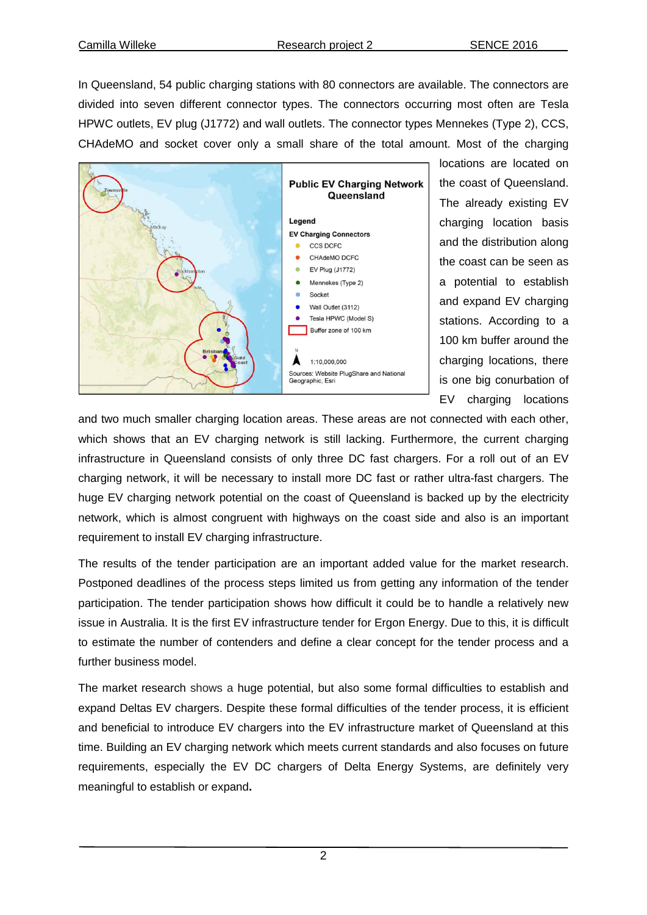In Queensland, 54 public charging stations with 80 connectors are available. The connectors are divided into seven different connector types. The connectors occurring most often are Tesla HPWC outlets, EV plug (J1772) and wall outlets. The connector types Mennekes (Type 2), CCS, CHAdeMO and socket cover only a small share of the total amount. Most of the charging locations are located on the coast of Queensland. The already existing EV charging location basis and the distribution along the coast can be seen as a potential to establish and expand EV charging stations. According to a 100 km buffer around the charging locations, there is one big conurbation of EV charging locations and two much smaller charging location areas. These areas are not connected with each other, which shows that an EV charging network is still lacking. Furthermore, the current charging infrastructure in Queensland consists of only three DC fast chargers. For a roll out of an EV charging network, it will be necessary to install more DC fast or rather ultra-fast chargers. The huge EV charging network potential on the coast of Queensland is backed up by the electricity network, which is almost congruent with highways on the coast side and also is an important requirement to install EV charging infrastructure.

Public EV Charging Network Queensland

Legend

EV Charging Connectors

CCS DCFC

CHAdeMO DCFC

EV Plug (J1772)

Mennekes (Type 2)

Socket

Wall Outlet (3112)

Tesla HPWC (Model S)

Buffer zone of 100 km

Townsville

Mackay

Rockhampton

Brisbane

Gold Coast

N

1:10,000,000

Sources: Website PlugShare and National Geographic, Esri

The results of the tender participation are an important added value for the market research. Postponed deadlines of the process steps limited us from getting any information of the tender participation. The tender participation shows how difficult it could be to handle a relatively new issue in Australia. It is the first EV infrastructure tender for Ergon Energy. Due to this, it is difficult to estimate the number of contenders and define a clear concept for the tender process and a further business model.

The market research shows a huge potential, but also some formal difficulties to establish and expand Deltas EV chargers. Despite these formal difficulties of the tender process, it is efficient and beneficial to introduce EV chargers into the EV infrastructure market of Queensland at this time. Building an EV charging network which meets current standards and also focuses on future requirements, especially the EV DC chargers of Delta Energy Systems, are definitely very meaningful to establish or expand.